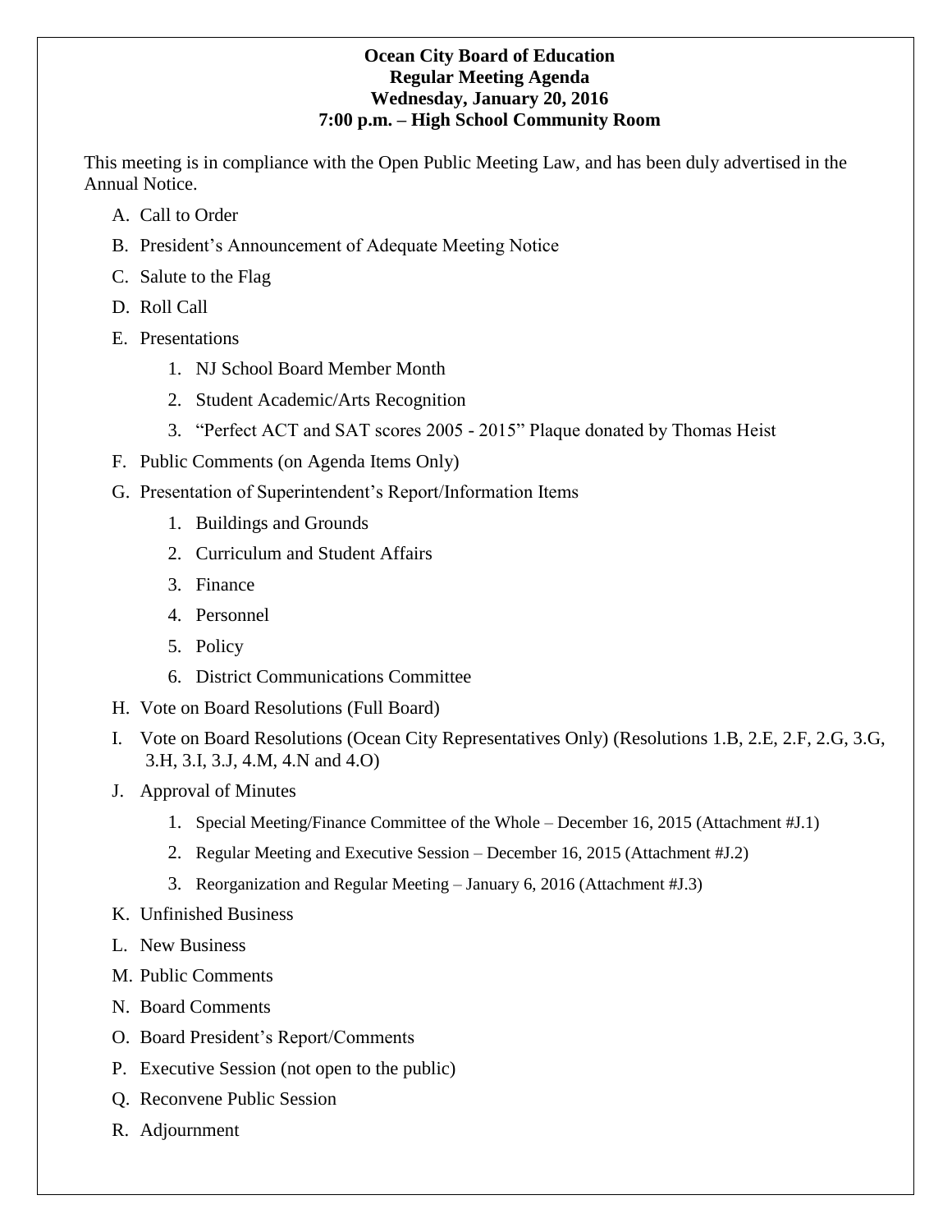**Ocean City Board of Education**
**Regular Meeting Agenda**
**Wednesday, January 20, 2016**
**7:00 p.m. – High School Community Room**

This meeting is in compliance with the Open Public Meeting Law, and has been duly advertised in the Annual Notice.

A. Call to Order

B. President's Announcement of Adequate Meeting Notice

C. Salute to the Flag

D. Roll Call

E. Presentations

1. NJ School Board Member Month
2. Student Academic/Arts Recognition
3. "Perfect ACT and SAT scores 2005 - 2015" Plaque donated by Thomas Heist

F. Public Comments (on Agenda Items Only)

G. Presentation of Superintendent's Report/Information Items

1. Buildings and Grounds
2. Curriculum and Student Affairs
3. Finance
4. Personnel
5. Policy
6. District Communications Committee

H. Vote on Board Resolutions (Full Board)

I. Vote on Board Resolutions (Ocean City Representatives Only) (Resolutions 1.B, 2.E, 2.F, 2.G, 3.G, 3.H, 3.I, 3.J, 4.M, 4.N and 4.O)

J. Approval of Minutes

1. Special Meeting/Finance Committee of the Whole – December 16, 2015 (Attachment #J.1)
2. Regular Meeting and Executive Session – December 16, 2015 (Attachment #J.2)
3. Reorganization and Regular Meeting – January 6, 2016 (Attachment #J.3)

K. Unfinished Business

L. New Business

M. Public Comments

N. Board Comments

O. Board President's Report/Comments

P. Executive Session (not open to the public)

Q. Reconvene Public Session

R. Adjournment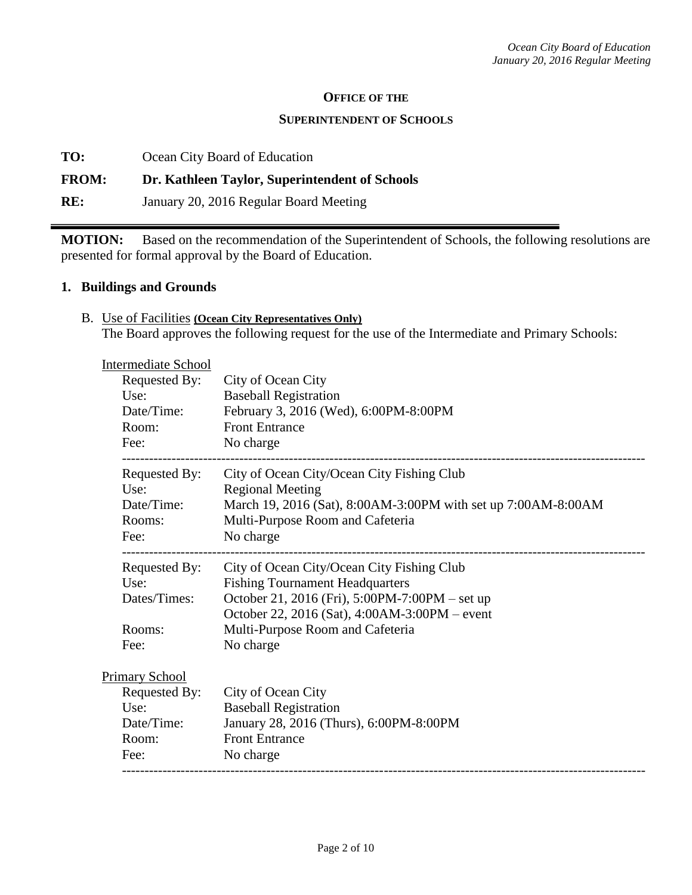**OFFICE OF THE**

**SUPERINTENDENT OF SCHOOLS**

**TO:** Ocean City Board of Education

**FROM:** **Dr. Kathleen Taylor, Superintendent of Schools**

**RE:** January 20, 2016 Regular Board Meeting

---

**MOTION:** Based on the recommendation of the Superintendent of Schools, the following resolutions are presented for formal approval by the Board of Education.

## 1. Buildings and Grounds

B. Use of Facilities **(Ocean City Representatives Only)**
The Board approves the following request for the use of the Intermediate and Primary Schools:

Intermediate School

Requested By: City of Ocean City
Use: Baseball Registration
Date/Time: February 3, 2016 (Wed), 6:00PM-8:00PM
Room: Front Entrance
Fee: No charge

---

Requested By: City of Ocean City/Ocean City Fishing Club
Use: Regional Meeting
Date/Time: March 19, 2016 (Sat), 8:00AM-3:00PM with set up 7:00AM-8:00AM
Rooms: Multi-Purpose Room and Cafeteria
Fee: No charge

---

Requested By: City of Ocean City/Ocean City Fishing Club
Use: Fishing Tournament Headquarters
Dates/Times: October 21, 2016 (Fri), 5:00PM-7:00PM – set up
October 22, 2016 (Sat), 4:00AM-3:00PM – event
Rooms: Multi-Purpose Room and Cafeteria
Fee: No charge

Primary School

Requested By: City of Ocean City
Use: Baseball Registration
Date/Time: January 28, 2016 (Thurs), 6:00PM-8:00PM
Room: Front Entrance
Fee: No charge

---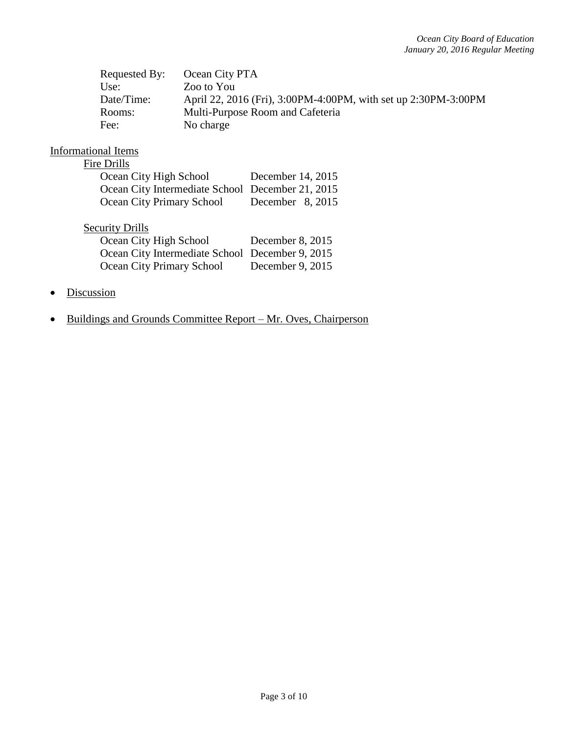Requested By: Ocean City PTA
Use: Zoo to You
Date/Time: April 22, 2016 (Fri), 3:00PM-4:00PM, with set up 2:30PM-3:00PM
Rooms: Multi-Purpose Room and Cafeteria
Fee: No charge

Informational Items

Fire Drills

| | |
|---|---|
| Ocean City High School | December 14, 2015 |
| Ocean City Intermediate School | December 21, 2015 |
| Ocean City Primary School | December 8, 2015 |

Security Drills

| | |
|---|---|
| Ocean City High School | December 8, 2015 |
| Ocean City Intermediate School | December 9, 2015 |
| Ocean City Primary School | December 9, 2015 |

- Discussion
- Buildings and Grounds Committee Report – Mr. Oves, Chairperson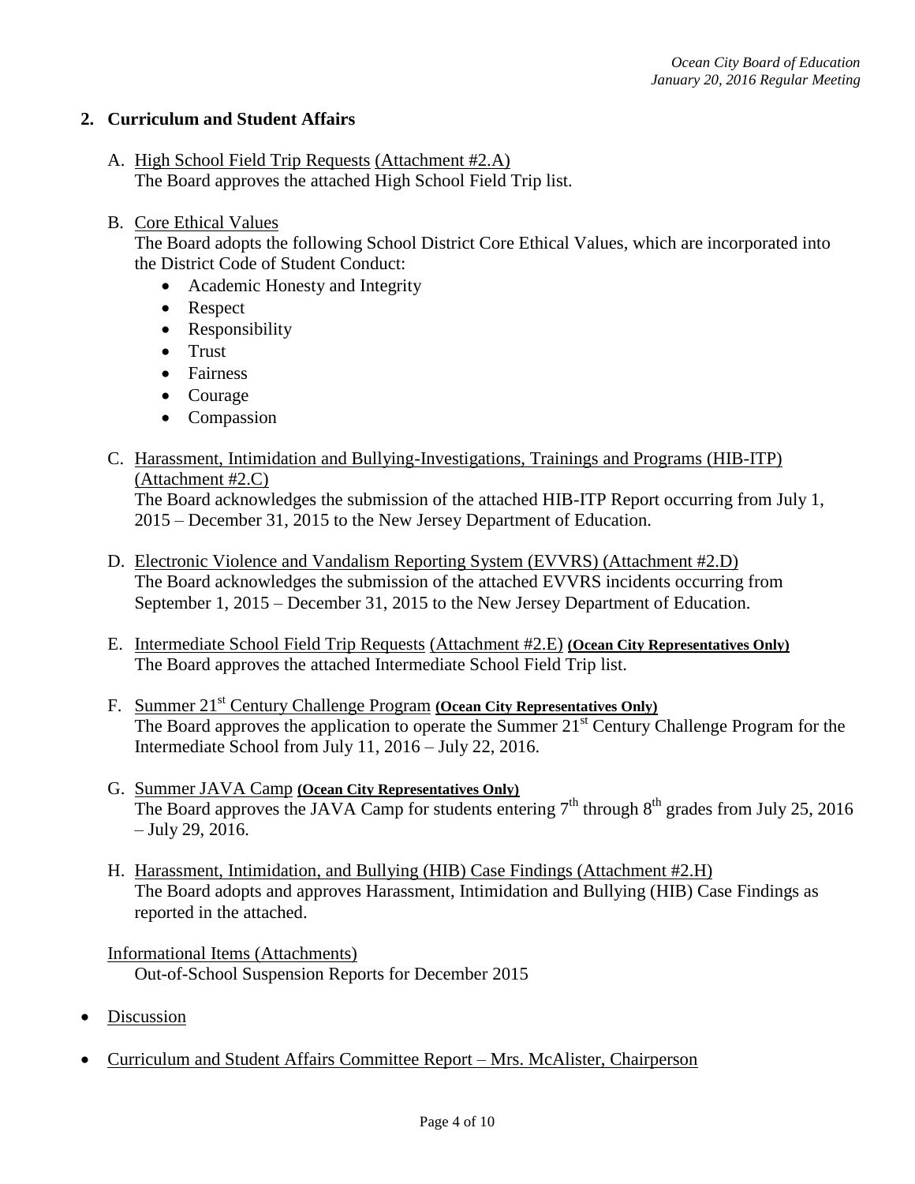## 2. Curriculum and Student Affairs

A. <u>High School Field Trip Requests</u> <u>(Attachment #2.A)</u>
The Board approves the attached High School Field Trip list.

B. <u>Core Ethical Values</u>
The Board adopts the following School District Core Ethical Values, which are incorporated into the District Code of Student Conduct:

- Academic Honesty and Integrity
- Respect
- Responsibility
- Trust
- Fairness
- Courage
- Compassion

C. <u>Harassment, Intimidation and Bullying-Investigations, Trainings and Programs (HIB-ITP)</u> <u>(Attachment #2.C)</u>
The Board acknowledges the submission of the attached HIB-ITP Report occurring from July 1, 2015 – December 31, 2015 to the New Jersey Department of Education.

D. <u>Electronic Violence and Vandalism Reporting System (EVVRS) (Attachment #2.D)</u>
The Board acknowledges the submission of the attached EVVRS incidents occurring from September 1, 2015 – December 31, 2015 to the New Jersey Department of Education.

E. <u>Intermediate School Field Trip Requests</u> <u>(Attachment #2.E)</u> **<u>(Ocean City Representatives Only)</u>**
The Board approves the attached Intermediate School Field Trip list.

F. <u>Summer 21st Century Challenge Program</u> **<u>(Ocean City Representatives Only)</u>**
The Board approves the application to operate the Summer 21st Century Challenge Program for the Intermediate School from July 11, 2016 – July 22, 2016.

G. <u>Summer JAVA Camp</u> **<u>(Ocean City Representatives Only)</u>**
The Board approves the JAVA Camp for students entering 7th through 8th grades from July 25, 2016 – July 29, 2016.

H. <u>Harassment, Intimidation, and Bullying (HIB) Case Findings (Attachment #2.H)</u>
The Board adopts and approves Harassment, Intimidation and Bullying (HIB) Case Findings as reported in the attached.

<u>Informational Items (Attachments)</u>
Out-of-School Suspension Reports for December 2015

- <u>Discussion</u>
- <u>Curriculum and Student Affairs Committee Report – Mrs. McAlister, Chairperson</u>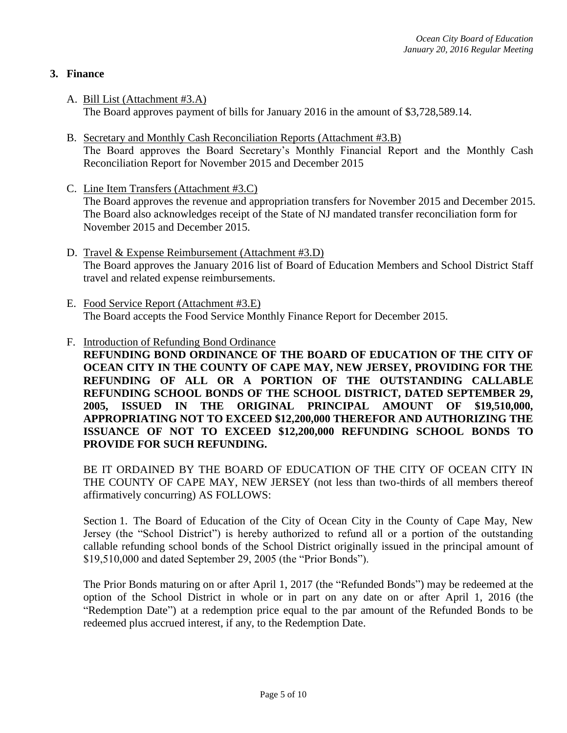## 3. Finance

A. <u>Bill List (Attachment #3.A)</u>
The Board approves payment of bills for January 2016 in the amount of $3,728,589.14.

B. <u>Secretary and Monthly Cash Reconciliation Reports (Attachment #3.B)</u>
The Board approves the Board Secretary's Monthly Financial Report and the Monthly Cash Reconciliation Report for November 2015 and December 2015

C. <u>Line Item Transfers (Attachment #3.C)</u>
The Board approves the revenue and appropriation transfers for November 2015 and December 2015. The Board also acknowledges receipt of the State of NJ mandated transfer reconciliation form for November 2015 and December 2015.

D. <u>Travel & Expense Reimbursement (Attachment #3.D)</u>
The Board approves the January 2016 list of Board of Education Members and School District Staff travel and related expense reimbursements.

E. <u>Food Service Report (Attachment #3.E)</u>
The Board accepts the Food Service Monthly Finance Report for December 2015.

F. <u>Introduction of Refunding Bond Ordinance</u>
**REFUNDING BOND ORDINANCE OF THE BOARD OF EDUCATION OF THE CITY OF OCEAN CITY IN THE COUNTY OF CAPE MAY, NEW JERSEY, PROVIDING FOR THE REFUNDING OF ALL OR A PORTION OF THE OUTSTANDING CALLABLE REFUNDING SCHOOL BONDS OF THE SCHOOL DISTRICT, DATED SEPTEMBER 29, 2005, ISSUED IN THE ORIGINAL PRINCIPAL AMOUNT OF $19,510,000, APPROPRIATING NOT TO EXCEED $12,200,000 THEREFOR AND AUTHORIZING THE ISSUANCE OF NOT TO EXCEED $12,200,000 REFUNDING SCHOOL BONDS TO PROVIDE FOR SUCH REFUNDING.**

BE IT ORDAINED BY THE BOARD OF EDUCATION OF THE CITY OF OCEAN CITY IN THE COUNTY OF CAPE MAY, NEW JERSEY (not less than two-thirds of all members thereof affirmatively concurring) AS FOLLOWS:

Section 1. The Board of Education of the City of Ocean City in the County of Cape May, New Jersey (the "School District") is hereby authorized to refund all or a portion of the outstanding callable refunding school bonds of the School District originally issued in the principal amount of $19,510,000 and dated September 29, 2005 (the "Prior Bonds").

The Prior Bonds maturing on or after April 1, 2017 (the "Refunded Bonds") may be redeemed at the option of the School District in whole or in part on any date on or after April 1, 2016 (the "Redemption Date") at a redemption price equal to the par amount of the Refunded Bonds to be redeemed plus accrued interest, if any, to the Redemption Date.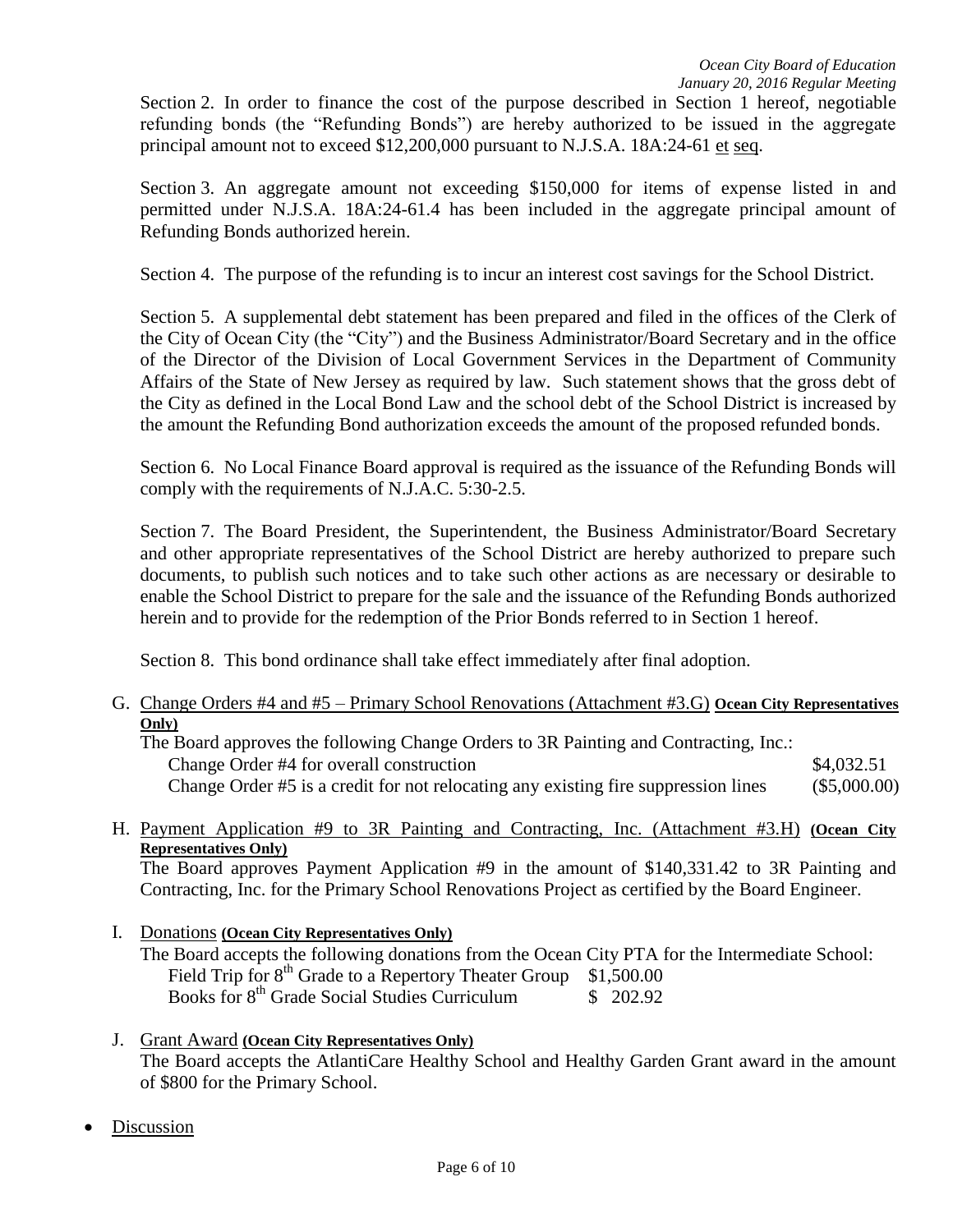Section 2. In order to finance the cost of the purpose described in Section 1 hereof, negotiable refunding bonds (the "Refunding Bonds") are hereby authorized to be issued in the aggregate principal amount not to exceed $12,200,000 pursuant to N.J.S.A. 18A:24-61 et seq.

Section 3. An aggregate amount not exceeding $150,000 for items of expense listed in and permitted under N.J.S.A. 18A:24-61.4 has been included in the aggregate principal amount of Refunding Bonds authorized herein.

Section 4. The purpose of the refunding is to incur an interest cost savings for the School District.

Section 5. A supplemental debt statement has been prepared and filed in the offices of the Clerk of the City of Ocean City (the "City") and the Business Administrator/Board Secretary and in the office of the Director of the Division of Local Government Services in the Department of Community Affairs of the State of New Jersey as required by law. Such statement shows that the gross debt of the City as defined in the Local Bond Law and the school debt of the School District is increased by the amount the Refunding Bond authorization exceeds the amount of the proposed refunded bonds.

Section 6. No Local Finance Board approval is required as the issuance of the Refunding Bonds will comply with the requirements of N.J.A.C. 5:30-2.5.

Section 7. The Board President, the Superintendent, the Business Administrator/Board Secretary and other appropriate representatives of the School District are hereby authorized to prepare such documents, to publish such notices and to take such other actions as are necessary or desirable to enable the School District to prepare for the sale and the issuance of the Refunding Bonds authorized herein and to provide for the redemption of the Prior Bonds referred to in Section 1 hereof.

Section 8. This bond ordinance shall take effect immediately after final adoption.

G. Change Orders #4 and #5 – Primary School Renovations (Attachment #3.G) **Ocean City Representatives Only)**

The Board approves the following Change Orders to 3R Painting and Contracting, Inc.:

| | |
|---|---|
| Change Order #4 for overall construction | $4,032.51 |
| Change Order #5 is a credit for not relocating any existing fire suppression lines | ($5,000.00) |

H. Payment Application #9 to 3R Painting and Contracting, Inc. (Attachment #3.H) **(Ocean City Representatives Only)**

The Board approves Payment Application #9 in the amount of $140,331.42 to 3R Painting and Contracting, Inc. for the Primary School Renovations Project as certified by the Board Engineer.

I. Donations **(Ocean City Representatives Only)**

The Board accepts the following donations from the Ocean City PTA for the Intermediate School:

| | |
|---|---|
| Field Trip for 8th Grade to a Repertory Theater Group | $1,500.00 |
| Books for 8th Grade Social Studies Curriculum | $ 202.92 |

J. Grant Award **(Ocean City Representatives Only)**

The Board accepts the AtlantiCare Healthy School and Healthy Garden Grant award in the amount of $800 for the Primary School.

- Discussion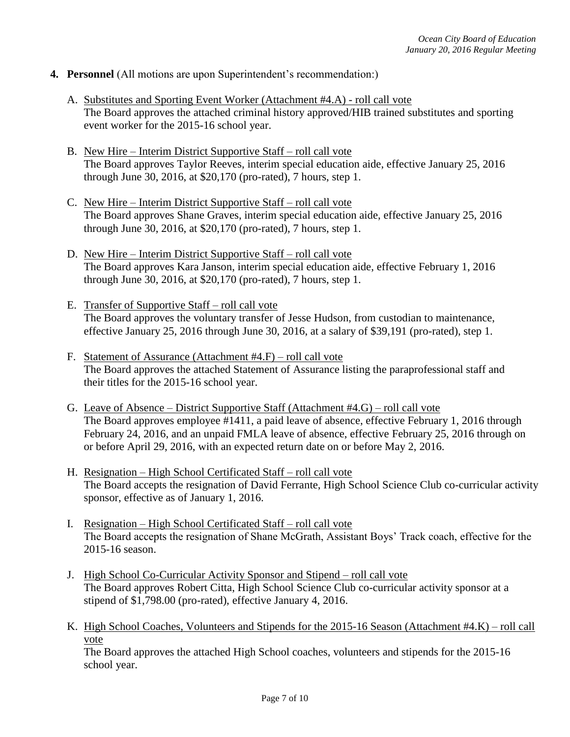**4. Personnel** (All motions are upon Superintendent's recommendation:)

A. Substitutes and Sporting Event Worker (Attachment #4.A) - roll call vote
The Board approves the attached criminal history approved/HIB trained substitutes and sporting event worker for the 2015-16 school year.

B. New Hire – Interim District Supportive Staff – roll call vote
The Board approves Taylor Reeves, interim special education aide, effective January 25, 2016 through June 30, 2016, at $20,170 (pro-rated), 7 hours, step 1.

C. New Hire – Interim District Supportive Staff – roll call vote
The Board approves Shane Graves, interim special education aide, effective January 25, 2016 through June 30, 2016, at $20,170 (pro-rated), 7 hours, step 1.

D. New Hire – Interim District Supportive Staff – roll call vote
The Board approves Kara Janson, interim special education aide, effective February 1, 2016 through June 30, 2016, at $20,170 (pro-rated), 7 hours, step 1.

E. Transfer of Supportive Staff – roll call vote
The Board approves the voluntary transfer of Jesse Hudson, from custodian to maintenance, effective January 25, 2016 through June 30, 2016, at a salary of $39,191 (pro-rated), step 1.

F. Statement of Assurance (Attachment #4.F) – roll call vote
The Board approves the attached Statement of Assurance listing the paraprofessional staff and their titles for the 2015-16 school year.

G. Leave of Absence – District Supportive Staff (Attachment #4.G) – roll call vote
The Board approves employee #1411, a paid leave of absence, effective February 1, 2016 through February 24, 2016, and an unpaid FMLA leave of absence, effective February 25, 2016 through on or before April 29, 2016, with an expected return date on or before May 2, 2016.

H. Resignation – High School Certificated Staff – roll call vote
The Board accepts the resignation of David Ferrante, High School Science Club co-curricular activity sponsor, effective as of January 1, 2016.

I. Resignation – High School Certificated Staff – roll call vote
The Board accepts the resignation of Shane McGrath, Assistant Boys' Track coach, effective for the 2015-16 season.

J. High School Co-Curricular Activity Sponsor and Stipend – roll call vote
The Board approves Robert Citta, High School Science Club co-curricular activity sponsor at a stipend of $1,798.00 (pro-rated), effective January 4, 2016.

K. High School Coaches, Volunteers and Stipends for the 2015-16 Season (Attachment #4.K) – roll call vote
The Board approves the attached High School coaches, volunteers and stipends for the 2015-16 school year.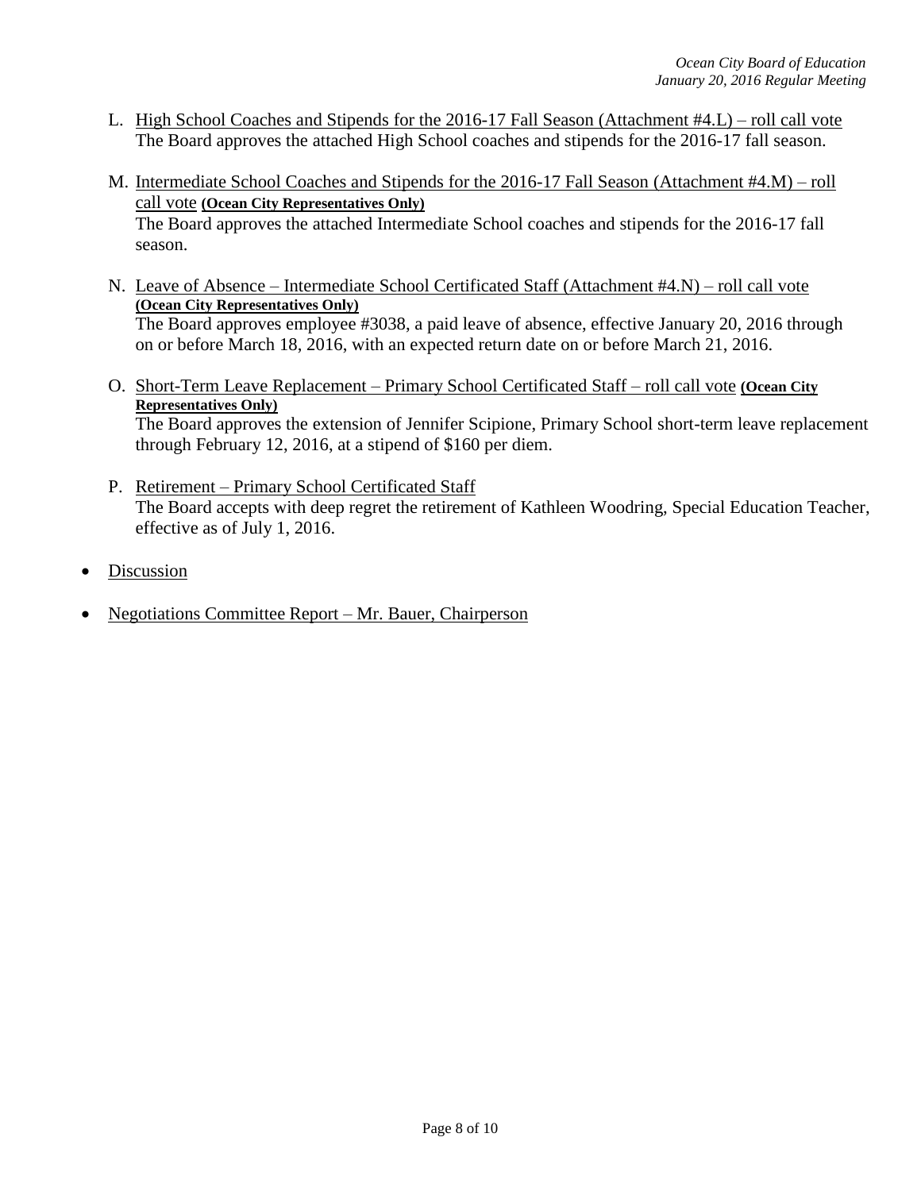L. High School Coaches and Stipends for the 2016-17 Fall Season (Attachment #4.L) – roll call vote
   The Board approves the attached High School coaches and stipends for the 2016-17 fall season.

M. Intermediate School Coaches and Stipends for the 2016-17 Fall Season (Attachment #4.M) – roll call vote **(Ocean City Representatives Only)**
   The Board approves the attached Intermediate School coaches and stipends for the 2016-17 fall season.

N. Leave of Absence – Intermediate School Certificated Staff (Attachment #4.N) – roll call vote **(Ocean City Representatives Only)**
   The Board approves employee #3038, a paid leave of absence, effective January 20, 2016 through on or before March 18, 2016, with an expected return date on or before March 21, 2016.

O. Short-Term Leave Replacement – Primary School Certificated Staff – roll call vote **(Ocean City Representatives Only)**
   The Board approves the extension of Jennifer Scipione, Primary School short-term leave replacement through February 12, 2016, at a stipend of $160 per diem.

P. Retirement – Primary School Certificated Staff
   The Board accepts with deep regret the retirement of Kathleen Woodring, Special Education Teacher, effective as of July 1, 2016.

- Discussion
- Negotiations Committee Report – Mr. Bauer, Chairperson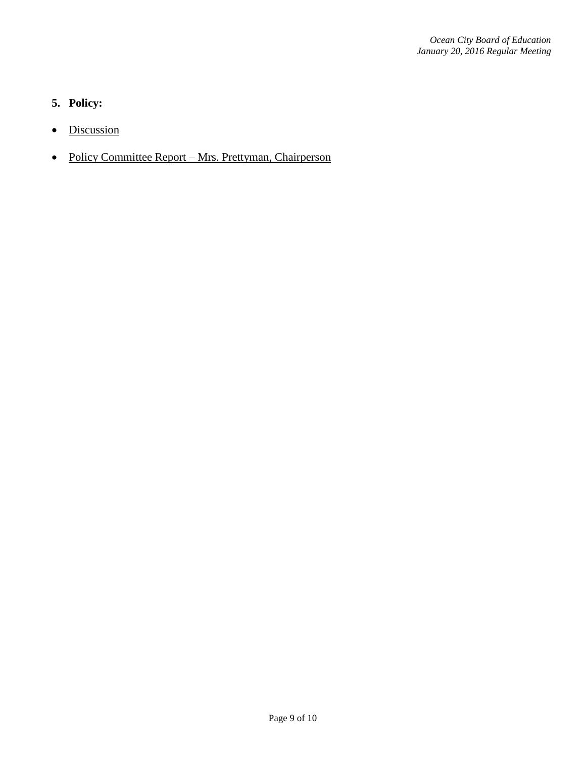5. **Policy:**

- Discussion
- Policy Committee Report – Mrs. Prettyman, Chairperson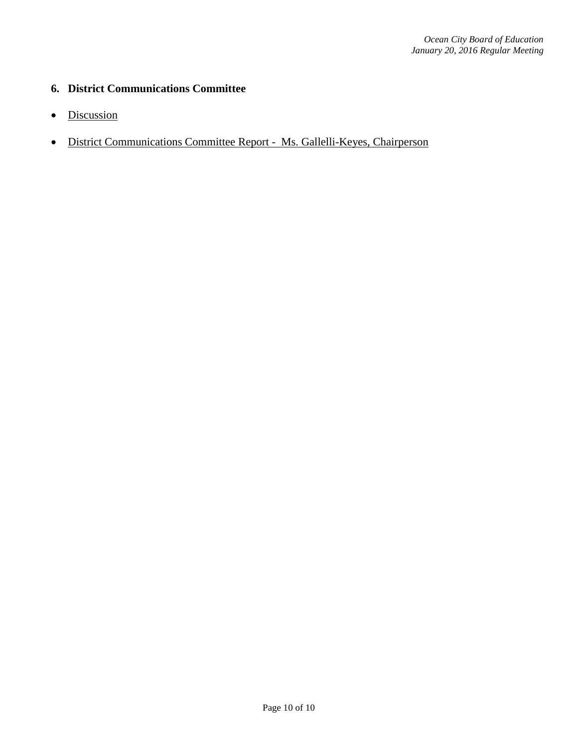**6. District Communications Committee**

- Discussion
- District Communications Committee Report - Ms. Gallelli-Keyes, Chairperson